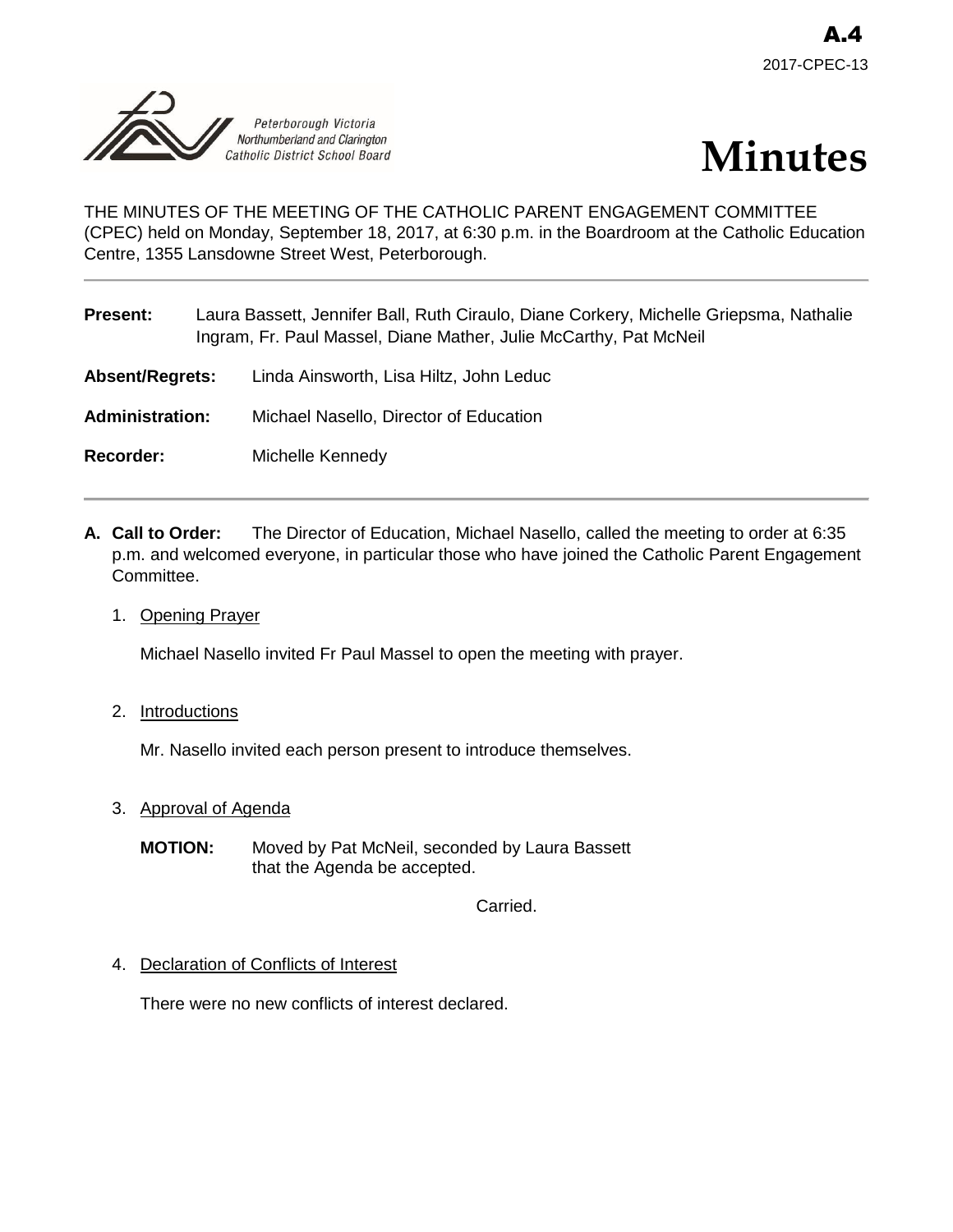A.4

2017-CPEC-13

Peterborough Victoria Northumberland and Clarington Catholic District School Board

# Minutes

THE MINUTES OF THE MEETING OF THE CATHOLIC PARENT ENGAGEMENT COMMITTEE (CPEC) held on Monday, September 18, 2017, at 6:30 p.m. in the Boardroom at the Catholic Education Centre, 1355 Lansdowne Street West, Peterborough.

---

**Present:** Laura Bassett, Jennifer Ball, Ruth Ciraulo, Diane Corkery, Michelle Griepsma, Nathalie Ingram, Fr. Paul Massel, Diane Mather, Julie McCarthy, Pat McNeil

**Absent/Regrets:** Linda Ainsworth, Lisa Hiltz, John Leduc

**Administration:** Michael Nasello, Director of Education

**Recorder:** Michelle Kennedy

---

**A. Call to Order:** The Director of Education, Michael Nasello, called the meeting to order at 6:35 p.m. and welcomed everyone, in particular those who have joined the Catholic Parent Engagement Committee.

1. Opening Prayer

   Michael Nasello invited Fr Paul Massel to open the meeting with prayer.

2. Introductions

   Mr. Nasello invited each person present to introduce themselves.

3. Approval of Agenda

   **MOTION:** Moved by Pat McNeil, seconded by Laura Bassett that the Agenda be accepted.

   Carried.

4. Declaration of Conflicts of Interest

   There were no new conflicts of interest declared.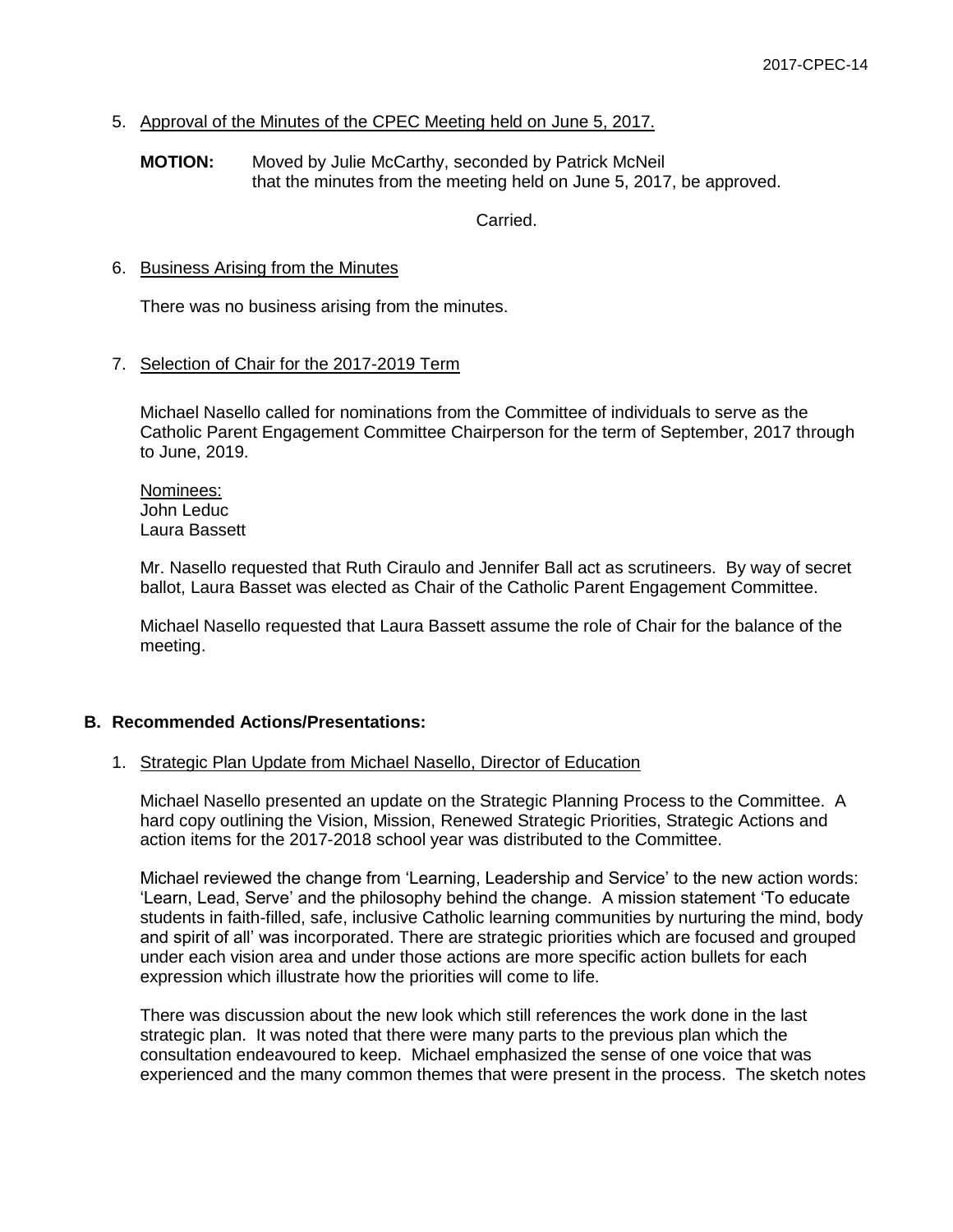5. Approval of the Minutes of the CPEC Meeting held on June 5, 2017.

**MOTION:** Moved by Julie McCarthy, seconded by Patrick McNeil that the minutes from the meeting held on June 5, 2017, be approved.

Carried.

6. Business Arising from the Minutes

There was no business arising from the minutes.

7. Selection of Chair for the 2017-2019 Term

Michael Nasello called for nominations from the Committee of individuals to serve as the Catholic Parent Engagement Committee Chairperson for the term of September, 2017 through to June, 2019.

Nominees:
John Leduc
Laura Bassett

Mr. Nasello requested that Ruth Ciraulo and Jennifer Ball act as scrutineers. By way of secret ballot, Laura Basset was elected as Chair of the Catholic Parent Engagement Committee.

Michael Nasello requested that Laura Bassett assume the role of Chair for the balance of the meeting.

## B. Recommended Actions/Presentations:

1. Strategic Plan Update from Michael Nasello, Director of Education

Michael Nasello presented an update on the Strategic Planning Process to the Committee. A hard copy outlining the Vision, Mission, Renewed Strategic Priorities, Strategic Actions and action items for the 2017-2018 school year was distributed to the Committee.

Michael reviewed the change from 'Learning, Leadership and Service' to the new action words: 'Learn, Lead, Serve' and the philosophy behind the change. A mission statement 'To educate students in faith-filled, safe, inclusive Catholic learning communities by nurturing the mind, body and spirit of all' was incorporated. There are strategic priorities which are focused and grouped under each vision area and under those actions are more specific action bullets for each expression which illustrate how the priorities will come to life.

There was discussion about the new look which still references the work done in the last strategic plan. It was noted that there were many parts to the previous plan which the consultation endeavoured to keep. Michael emphasized the sense of one voice that was experienced and the many common themes that were present in the process. The sketch notes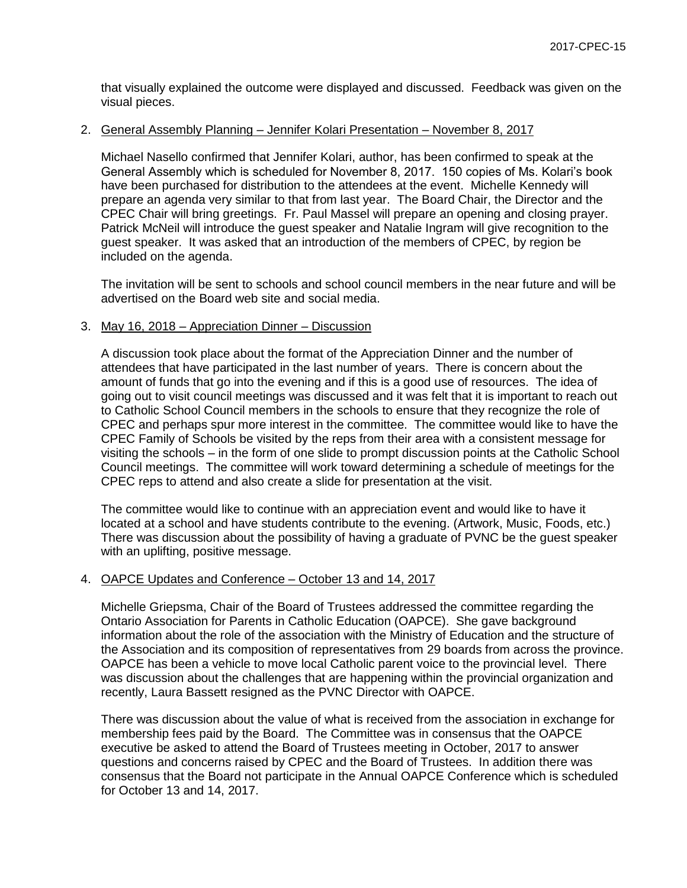that visually explained the outcome were displayed and discussed. Feedback was given on the visual pieces.

2. <u>General Assembly Planning – Jennifer Kolari Presentation – November 8, 2017</u>

   Michael Nasello confirmed that Jennifer Kolari, author, has been confirmed to speak at the General Assembly which is scheduled for November 8, 2017. 150 copies of Ms. Kolari's book have been purchased for distribution to the attendees at the event. Michelle Kennedy will prepare an agenda very similar to that from last year. The Board Chair, the Director and the CPEC Chair will bring greetings. Fr. Paul Massel will prepare an opening and closing prayer. Patrick McNeil will introduce the guest speaker and Natalie Ingram will give recognition to the guest speaker. It was asked that an introduction of the members of CPEC, by region be included on the agenda.

   The invitation will be sent to schools and school council members in the near future and will be advertised on the Board web site and social media.

3. <u>May 16, 2018 – Appreciation Dinner – Discussion</u>

   A discussion took place about the format of the Appreciation Dinner and the number of attendees that have participated in the last number of years. There is concern about the amount of funds that go into the evening and if this is a good use of resources. The idea of going out to visit council meetings was discussed and it was felt that it is important to reach out to Catholic School Council members in the schools to ensure that they recognize the role of CPEC and perhaps spur more interest in the committee. The committee would like to have the CPEC Family of Schools be visited by the reps from their area with a consistent message for visiting the schools – in the form of one slide to prompt discussion points at the Catholic School Council meetings. The committee will work toward determining a schedule of meetings for the CPEC reps to attend and also create a slide for presentation at the visit.

   The committee would like to continue with an appreciation event and would like to have it located at a school and have students contribute to the evening. (Artwork, Music, Foods, etc.) There was discussion about the possibility of having a graduate of PVNC be the guest speaker with an uplifting, positive message.

4. <u>OAPCE Updates and Conference – October 13 and 14, 2017</u>

   Michelle Griepsma, Chair of the Board of Trustees addressed the committee regarding the Ontario Association for Parents in Catholic Education (OAPCE). She gave background information about the role of the association with the Ministry of Education and the structure of the Association and its composition of representatives from 29 boards from across the province. OAPCE has been a vehicle to move local Catholic parent voice to the provincial level. There was discussion about the challenges that are happening within the provincial organization and recently, Laura Bassett resigned as the PVNC Director with OAPCE.

   There was discussion about the value of what is received from the association in exchange for membership fees paid by the Board. The Committee was in consensus that the OAPCE executive be asked to attend the Board of Trustees meeting in October, 2017 to answer questions and concerns raised by CPEC and the Board of Trustees. In addition there was consensus that the Board not participate in the Annual OAPCE Conference which is scheduled for October 13 and 14, 2017.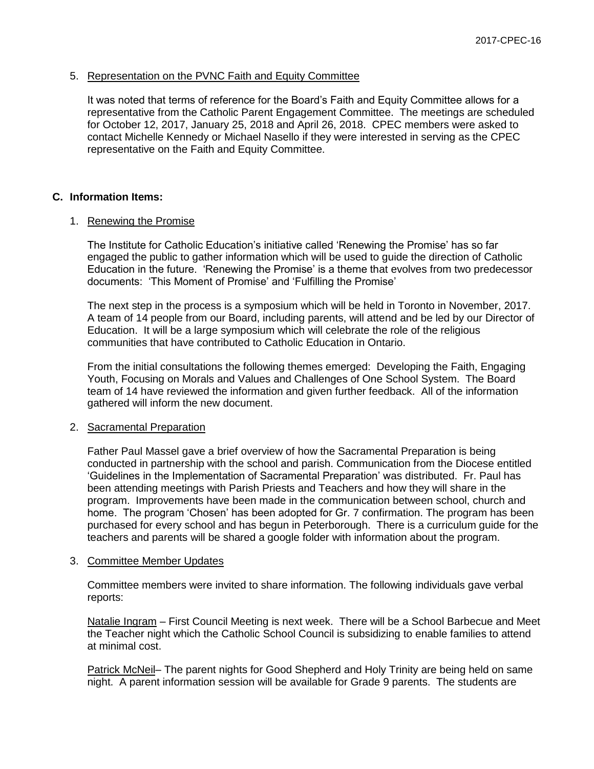5. Representation on the PVNC Faith and Equity Committee

   It was noted that terms of reference for the Board's Faith and Equity Committee allows for a representative from the Catholic Parent Engagement Committee. The meetings are scheduled for October 12, 2017, January 25, 2018 and April 26, 2018. CPEC members were asked to contact Michelle Kennedy or Michael Nasello if they were interested in serving as the CPEC representative on the Faith and Equity Committee.

**C. Information Items:**

1. Renewing the Promise

   The Institute for Catholic Education's initiative called 'Renewing the Promise' has so far engaged the public to gather information which will be used to guide the direction of Catholic Education in the future. 'Renewing the Promise' is a theme that evolves from two predecessor documents: 'This Moment of Promise' and 'Fulfilling the Promise'

   The next step in the process is a symposium which will be held in Toronto in November, 2017. A team of 14 people from our Board, including parents, will attend and be led by our Director of Education. It will be a large symposium which will celebrate the role of the religious communities that have contributed to Catholic Education in Ontario.

   From the initial consultations the following themes emerged: Developing the Faith, Engaging Youth, Focusing on Morals and Values and Challenges of One School System. The Board team of 14 have reviewed the information and given further feedback. All of the information gathered will inform the new document.

2. Sacramental Preparation

   Father Paul Massel gave a brief overview of how the Sacramental Preparation is being conducted in partnership with the school and parish. Communication from the Diocese entitled 'Guidelines in the Implementation of Sacramental Preparation' was distributed. Fr. Paul has been attending meetings with Parish Priests and Teachers and how they will share in the program. Improvements have been made in the communication between school, church and home. The program 'Chosen' has been adopted for Gr. 7 confirmation. The program has been purchased for every school and has begun in Peterborough. There is a curriculum guide for the teachers and parents will be shared a google folder with information about the program.

3. Committee Member Updates

   Committee members were invited to share information. The following individuals gave verbal reports:

   Natalie Ingram – First Council Meeting is next week. There will be a School Barbecue and Meet the Teacher night which the Catholic School Council is subsidizing to enable families to attend at minimal cost.

   Patrick McNeil– The parent nights for Good Shepherd and Holy Trinity are being held on same night. A parent information session will be available for Grade 9 parents. The students are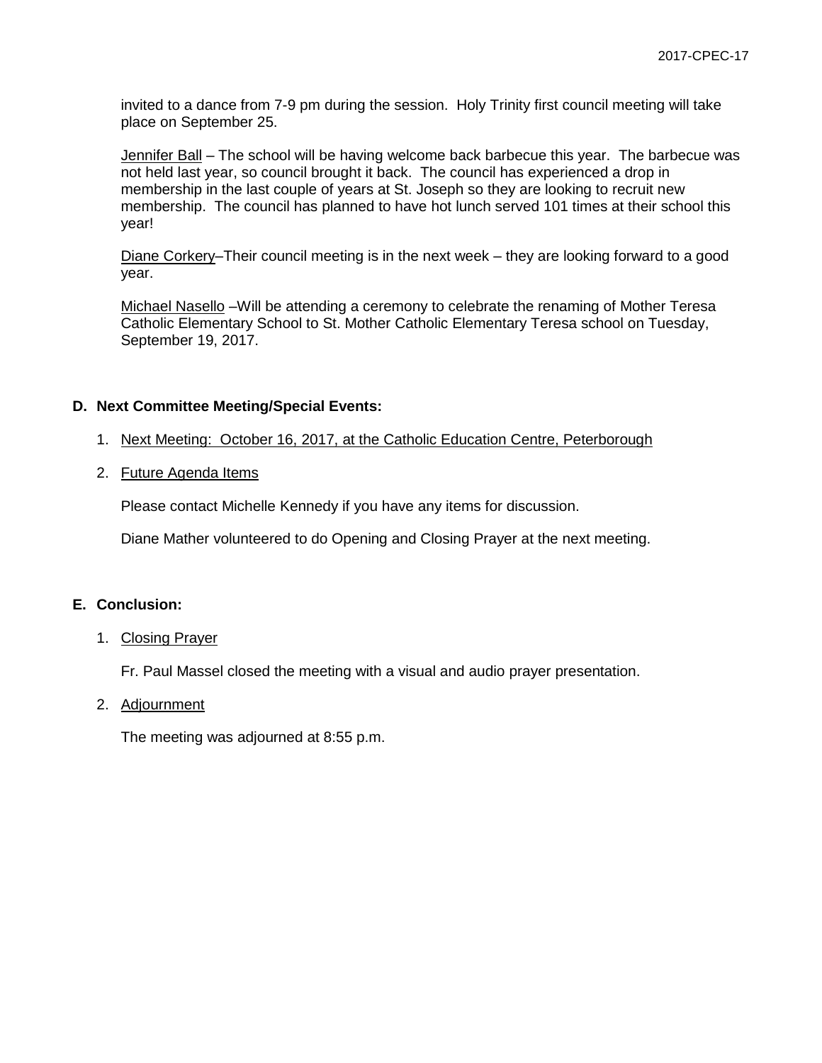invited to a dance from 7-9 pm during the session. Holy Trinity first council meeting will take place on September 25.

Jennifer Ball – The school will be having welcome back barbecue this year. The barbecue was not held last year, so council brought it back. The council has experienced a drop in membership in the last couple of years at St. Joseph so they are looking to recruit new membership. The council has planned to have hot lunch served 101 times at their school this year!

Diane Corkery–Their council meeting is in the next week – they are looking forward to a good year.

Michael Nasello –Will be attending a ceremony to celebrate the renaming of Mother Teresa Catholic Elementary School to St. Mother Catholic Elementary Teresa school on Tuesday, September 19, 2017.

## D. Next Committee Meeting/Special Events:

1. Next Meeting: October 16, 2017, at the Catholic Education Centre, Peterborough

2. Future Agenda Items

   Please contact Michelle Kennedy if you have any items for discussion.

   Diane Mather volunteered to do Opening and Closing Prayer at the next meeting.

## E. Conclusion:

1. Closing Prayer

   Fr. Paul Massel closed the meeting with a visual and audio prayer presentation.

2. Adjournment

   The meeting was adjourned at 8:55 p.m.